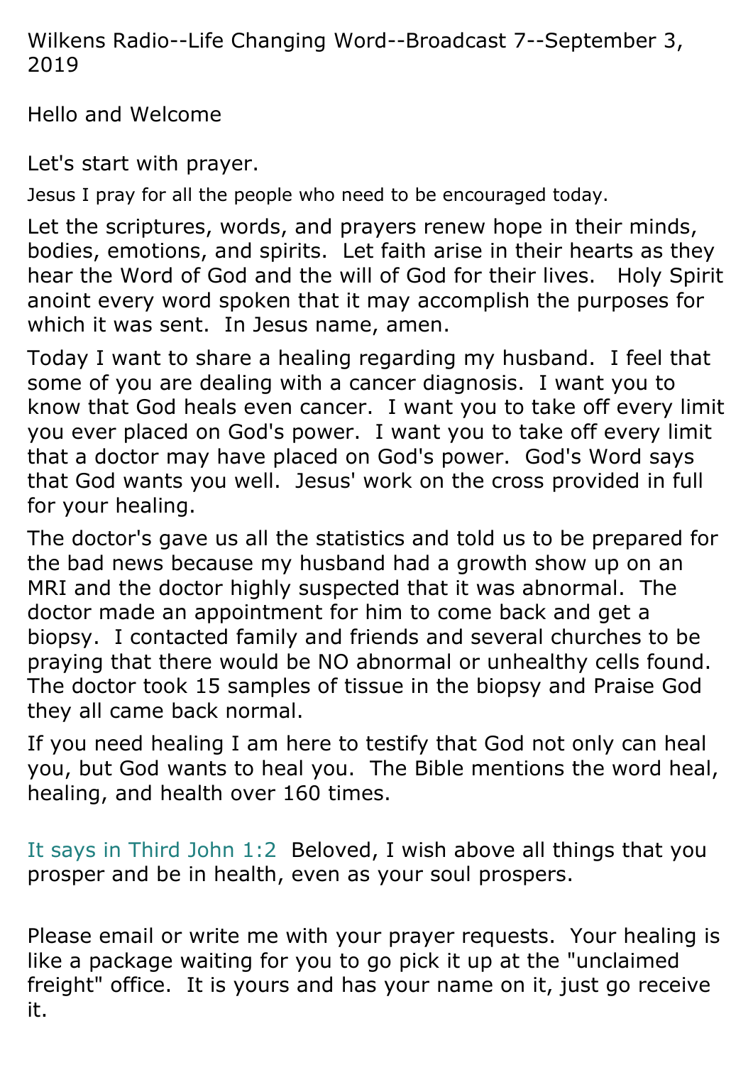Wilkens Radio--Life Changing Word--Broadcast 7--September 3, 2019

Hello and Welcome

Let's start with prayer.

Jesus I pray for all the people who need to be encouraged today.

Let the scriptures, words, and prayers renew hope in their minds, bodies, emotions, and spirits. Let faith arise in their hearts as they hear the Word of God and the will of God for their lives. Holy Spirit anoint every word spoken that it may accomplish the purposes for which it was sent. In Jesus name, amen.

Today I want to share a healing regarding my husband. I feel that some of you are dealing with a cancer diagnosis. I want you to know that God heals even cancer. I want you to take off every limit you ever placed on God's power. I want you to take off every limit that a doctor may have placed on God's power. God's Word says that God wants you well. Jesus' work on the cross provided in full for your healing.

The doctor's gave us all the statistics and told us to be prepared for the bad news because my husband had a growth show up on an MRI and the doctor highly suspected that it was abnormal. The doctor made an appointment for him to come back and get a biopsy. I contacted family and friends and several churches to be praying that there would be NO abnormal or unhealthy cells found. The doctor took 15 samples of tissue in the biopsy and Praise God they all came back normal.

If you need healing I am here to testify that God not only can heal you, but God wants to heal you. The Bible mentions the word heal, healing, and health over 160 times.

It says in Third John 1:2 Beloved, I wish above all things that you prosper and be in health, even as your soul prospers.

Please email or write me with your prayer requests. Your healing is like a package waiting for you to go pick it up at the "unclaimed freight" office. It is yours and has your name on it, just go receive it.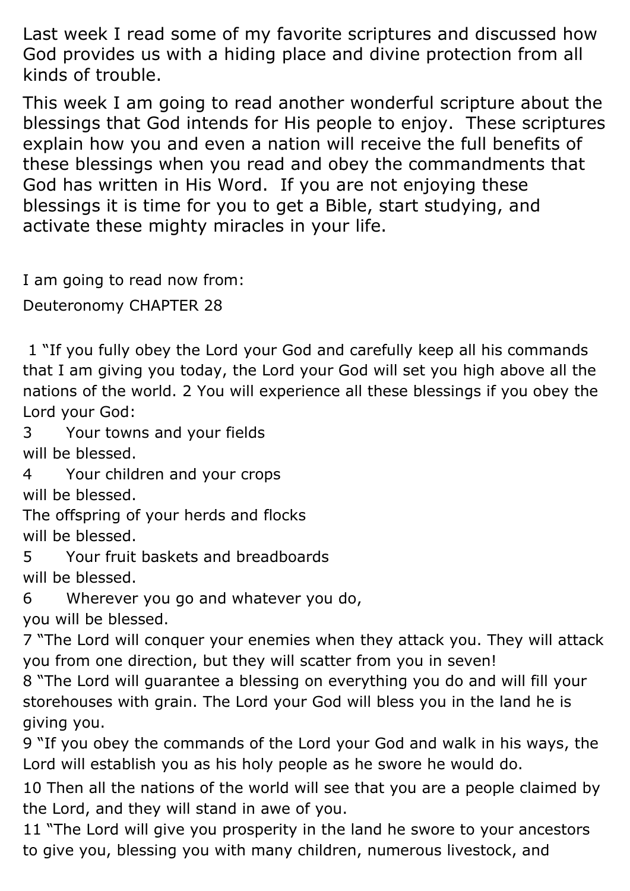Last week I read some of my favorite scriptures and discussed how God provides us with a hiding place and divine protection from all kinds of trouble.

This week I am going to read another wonderful scripture about the blessings that God intends for His people to enjoy. These scriptures explain how you and even a nation will receive the full benefits of these blessings when you read and obey the commandments that God has written in His Word. If you are not enjoying these blessings it is time for you to get a Bible, start studying, and activate these mighty miracles in your life.

I am going to read now from:

Deuteronomy CHAPTER 28

1 "If you fully obey the Lord your God and carefully keep all his commands that I am giving you today, the Lord your God will set you high above all the nations of the world. 2 You will experience all these blessings if you obey the Lord your God:

3 Your towns and your fields
will be blessed.
4 Your children and your crops
will be blessed.
The offspring of your herds and flocks
will be blessed.
5 Your fruit baskets and breadboards
will be blessed.
6 Wherever you go and whatever you do,
you will be blessed.

7 "The Lord will conquer your enemies when they attack you. They will attack you from one direction, but they will scatter from you in seven!

8 "The Lord will guarantee a blessing on everything you do and will fill your storehouses with grain. The Lord your God will bless you in the land he is giving you.

9 "If you obey the commands of the Lord your God and walk in his ways, the Lord will establish you as his holy people as he swore he would do.

10 Then all the nations of the world will see that you are a people claimed by the Lord, and they will stand in awe of you.

11 "The Lord will give you prosperity in the land he swore to your ancestors to give you, blessing you with many children, numerous livestock, and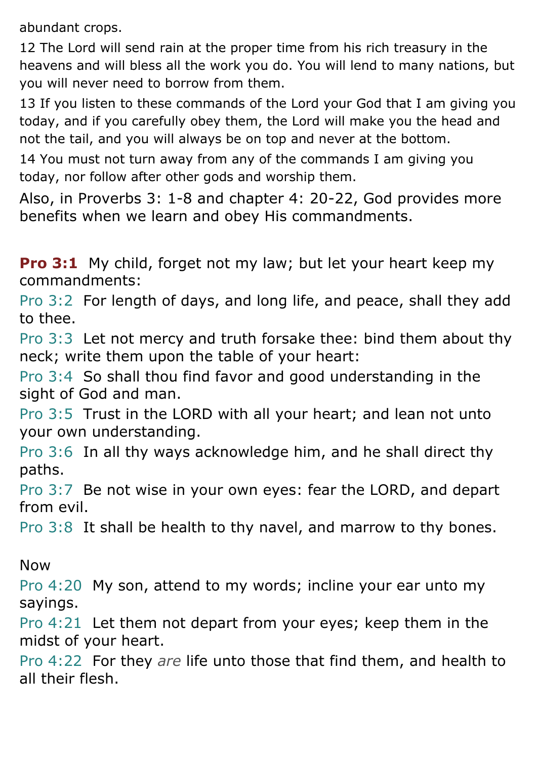abundant crops.

12 The Lord will send rain at the proper time from his rich treasury in the heavens and will bless all the work you do. You will lend to many nations, but you will never need to borrow from them.

13 If you listen to these commands of the Lord your God that I am giving you today, and if you carefully obey them, the Lord will make you the head and not the tail, and you will always be on top and never at the bottom.

14 You must not turn away from any of the commands I am giving you today, nor follow after other gods and worship them.

Also, in Proverbs 3: 1-8 and chapter 4: 20-22, God provides more benefits when we learn and obey His commandments.

**Pro 3:1** My child, forget not my law; but let your heart keep my commandments:

Pro 3:2 For length of days, and long life, and peace, shall they add to thee.

Pro 3:3 Let not mercy and truth forsake thee: bind them about thy neck; write them upon the table of your heart:

Pro 3:4 So shall thou find favor and good understanding in the sight of God and man.

Pro 3:5 Trust in the LORD with all your heart; and lean not unto your own understanding.

Pro 3:6 In all thy ways acknowledge him, and he shall direct thy paths.

Pro 3:7 Be not wise in your own eyes: fear the LORD, and depart from evil.

Pro 3:8 It shall be health to thy navel, and marrow to thy bones.

Now

Pro 4:20 My son, attend to my words; incline your ear unto my sayings.

Pro 4:21 Let them not depart from your eyes; keep them in the midst of your heart.

Pro 4:22 For they *are* life unto those that find them, and health to all their flesh.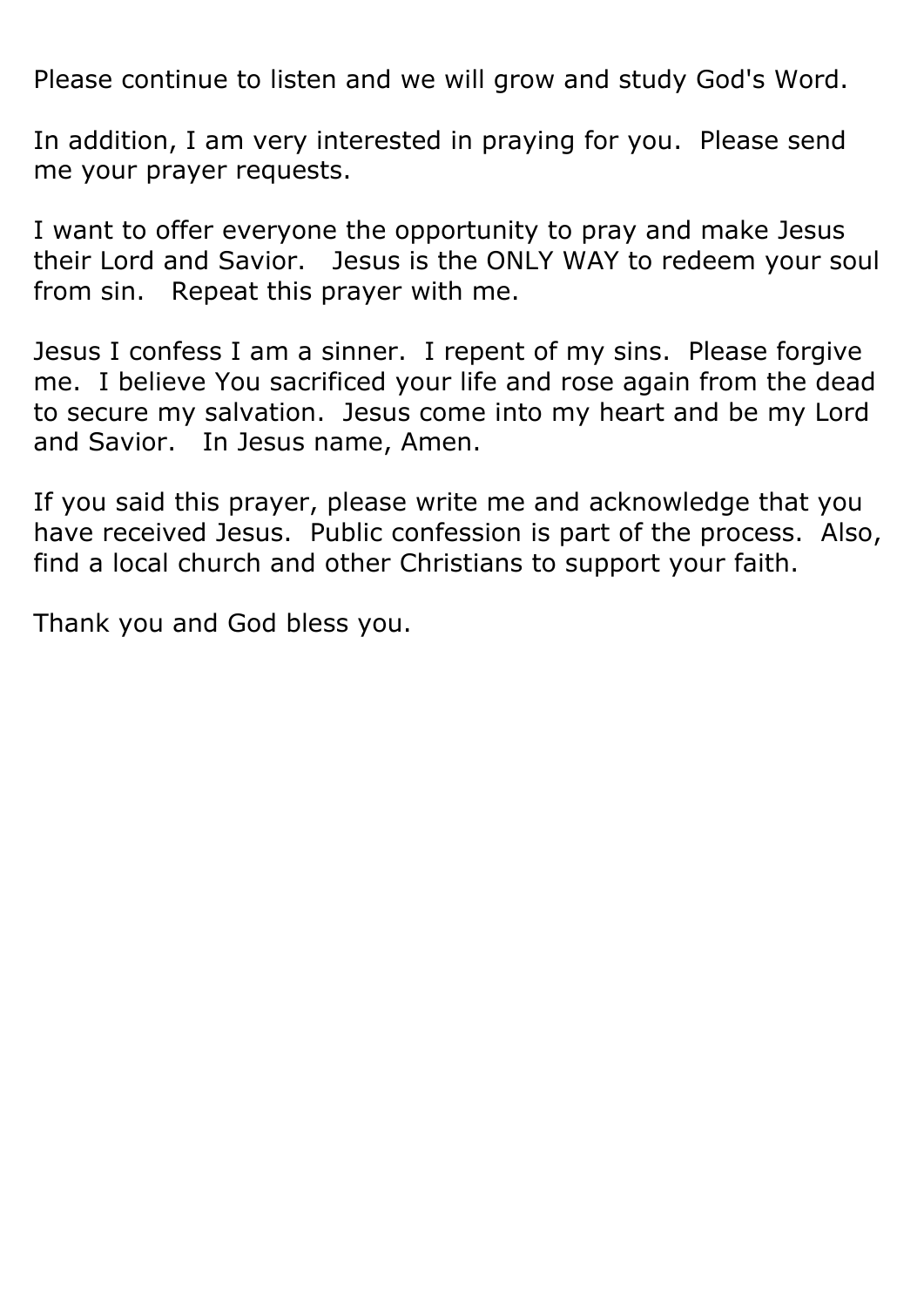Please continue to listen and we will grow and study God's Word.

In addition, I am very interested in praying for you. Please send me your prayer requests.

I want to offer everyone the opportunity to pray and make Jesus their Lord and Savior. Jesus is the ONLY WAY to redeem your soul from sin. Repeat this prayer with me.

Jesus I confess I am a sinner. I repent of my sins. Please forgive me. I believe You sacrificed your life and rose again from the dead to secure my salvation. Jesus come into my heart and be my Lord and Savior. In Jesus name, Amen.

If you said this prayer, please write me and acknowledge that you have received Jesus. Public confession is part of the process. Also, find a local church and other Christians to support your faith.

Thank you and God bless you.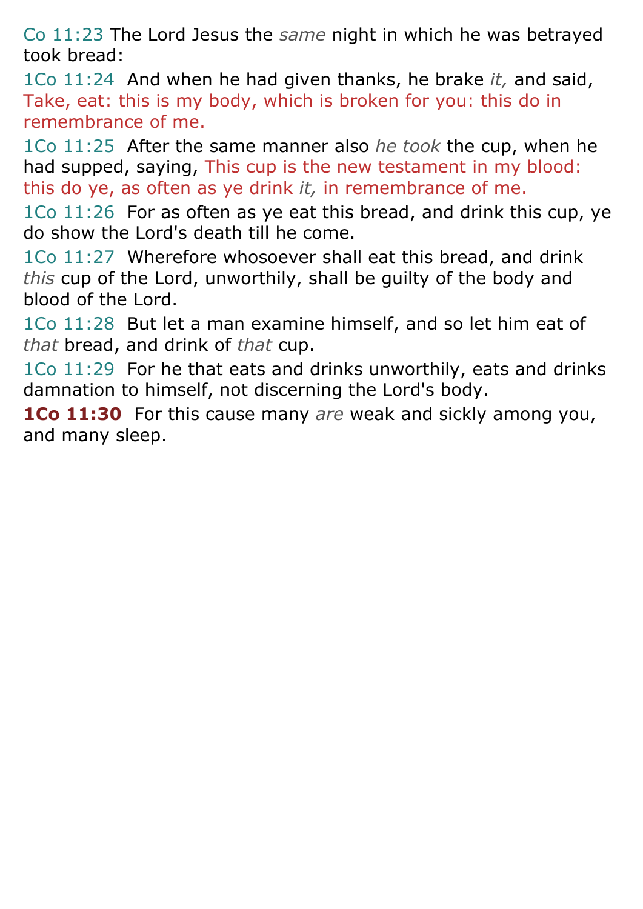Co 11:23 The Lord Jesus the *same* night in which he was betrayed took bread:

1Co 11:24 And when he had given thanks, he brake *it,* and said, Take, eat: this is my body, which is broken for you: this do in remembrance of me.

1Co 11:25 After the same manner also *he took* the cup, when he had supped, saying, This cup is the new testament in my blood: this do ye, as often as ye drink *it,* in remembrance of me.

1Co 11:26 For as often as ye eat this bread, and drink this cup, ye do show the Lord's death till he come.

1Co 11:27 Wherefore whosoever shall eat this bread, and drink *this* cup of the Lord, unworthily, shall be guilty of the body and blood of the Lord.

1Co 11:28 But let a man examine himself, and so let him eat of *that* bread, and drink of *that* cup.

1Co 11:29 For he that eats and drinks unworthily, eats and drinks damnation to himself, not discerning the Lord's body.

**1Co 11:30** For this cause many *are* weak and sickly among you, and many sleep.